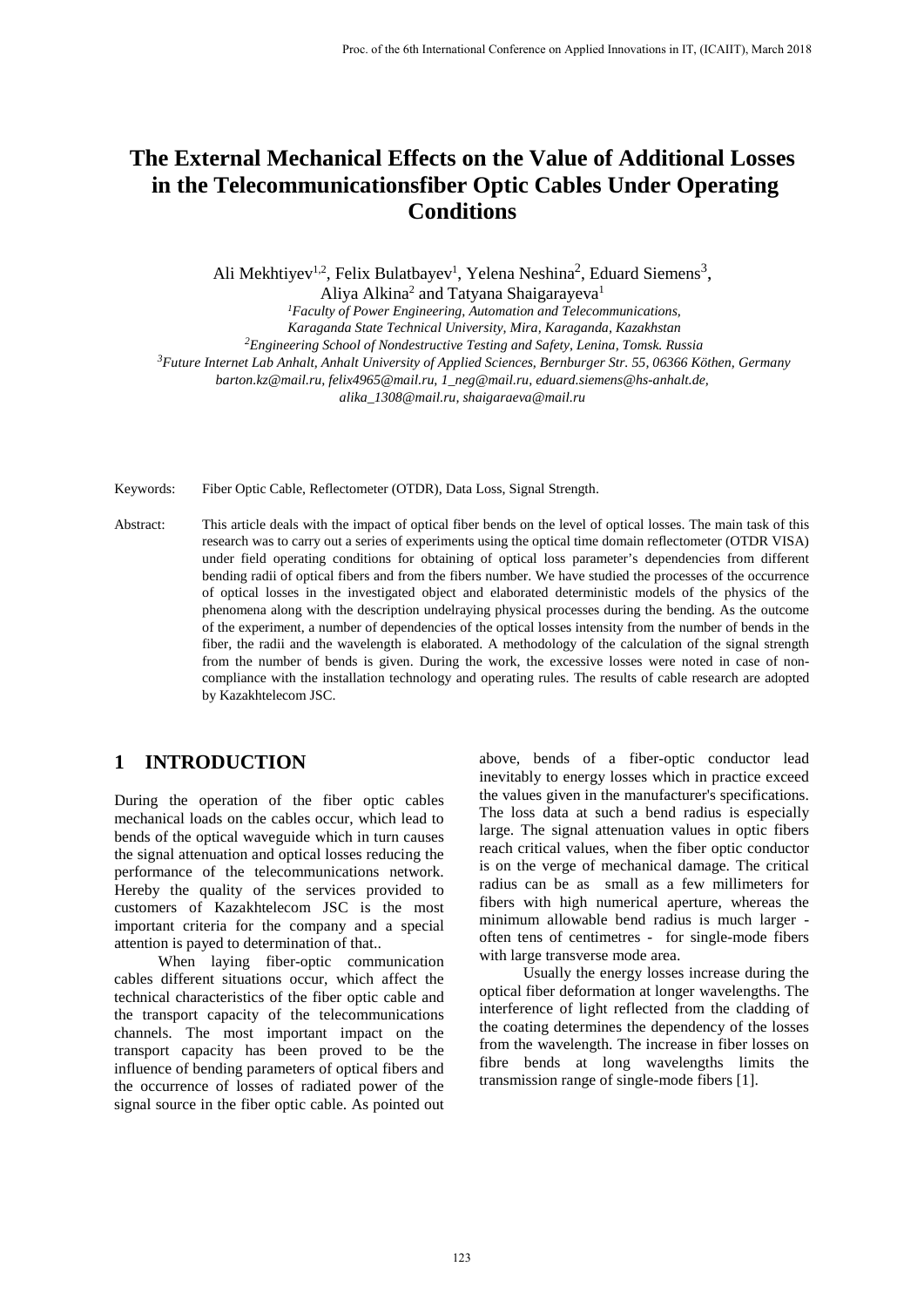# The External Mechanical Effects on the Value of Additional Losses in the Telecommunicationsfiber Optic Cables Under Operating Conditions

Ali Mekhtiyev[1,2], Felix Bulatbayev[1], Yelena Neshina[2], Eduard Siemens[3], Aliya Alkina[2] and Tatyana Shaigarayeva[1]

[1]*Faculty of Power Engineering, Automation and Telecommunications, Karaganda State Technical University, Mira, Karaganda, Kazakhstan*

[2]*Engineering School of Nondestructive Testing and Safety, Lenina, Tomsk. Russia*

[3]*Future Internet Lab Anhalt, Anhalt University of Applied Sciences, Bernburger Str. 55, 06366 Köthen, Germany*

*barton.kz@mail.ru, felix4965@mail.ru, 1_neg@mail.ru, eduard.siemens@hs-anhalt.de, alika_1308@mail.ru, shaigaraeva@mail.ru*

Keywords: Fiber Optic Cable, Reflectometer (OTDR), Data Loss, Signal Strength.

Abstract: This article deals with the impact of optical fiber bends on the level of optical losses. The main task of this research was to carry out a series of experiments using the optical time domain reflectometer (OTDR VISA) under field operating conditions for obtaining of optical loss parameter's dependencies from different bending radii of optical fibers and from the fibers number. We have studied the processes of the occurrence of optical losses in the investigated object and elaborated deterministic models of the physics of the phenomena along with the description undelraying physical processes during the bending. As the outcome of the experiment, a number of dependencies of the optical losses intensity from the number of bends in the fiber, the radii and the wavelength is elaborated. A methodology of the calculation of the signal strength from the number of bends is given. During the work, the excessive losses were noted in case of non-compliance with the installation technology and operating rules. The results of cable research are adopted by Kazakhtelecom JSC.

## 1 INTRODUCTION

During the operation of the fiber optic cables mechanical loads on the cables occur, which lead to bends of the optical waveguide which in turn causes the signal attenuation and optical losses reducing the performance of the telecommunications network. Hereby the quality of the services provided to customers of Kazakhtelecom JSC is the most important criteria for the company and a special attention is payed to determination of that..

When laying fiber-optic communication cables different situations occur, which affect the technical characteristics of the fiber optic cable and the transport capacity of the telecommunications channels. The most important impact on the transport capacity has been proved to be the influence of bending parameters of optical fibers and the occurrence of losses of radiated power of the signal source in the fiber optic cable. As pointed out above, bends of a fiber-optic conductor lead inevitably to energy losses which in practice exceed the values given in the manufacturer's specifications. The loss data at such a bend radius is especially large. The signal attenuation values in optic fibers reach critical values, when the fiber optic conductor is on the verge of mechanical damage. The critical radius can be as small as a few millimeters for fibers with high numerical aperture, whereas the minimum allowable bend radius is much larger - often tens of centimetres - for single-mode fibers with large transverse mode area.

Usually the energy losses increase during the optical fiber deformation at longer wavelengths. The interference of light reflected from the cladding of the coating determines the dependency of the losses from the wavelength. The increase in fiber losses on fibre bends at long wavelengths limits the transmission range of single-mode fibers [1].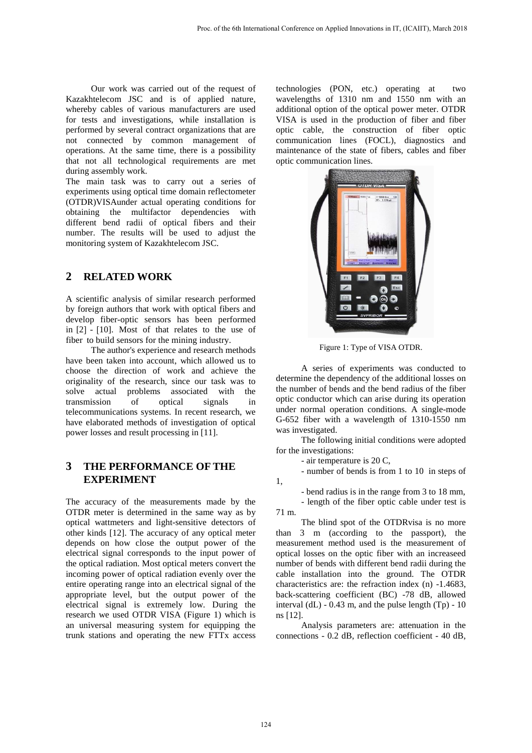Our work was carried out of the request of Kazakhtelecom JSC and is of applied nature, whereby cables of various manufacturers are used for tests and investigations, while installation is performed by several contract organizations that are not connected by common management of operations. At the same time, there is a possibility that not all technological requirements are met during assembly work.

The main task was to carry out a series of experiments using optical time domain reflectometer (OTDR)VISAunder actual operating conditions for obtaining the multifactor dependencies with different bend radii of optical fibers and their number. The results will be used to adjust the monitoring system of Kazakhtelecom JSC.

## 2 RELATED WORK

A scientific analysis of similar research performed by foreign authors that work with optical fibers and develop fiber-optic sensors has been performed in [2] - [10]. Most of that relates to the use of fiber to build sensors for the mining industry.

The author's experience and research methods have been taken into account, which allowed us to choose the direction of work and achieve the originality of the research, since our task was to solve actual problems associated with the transmission of optical signals in telecommunications systems. In recent research, we have elaborated methods of investigation of optical power losses and result processing in [11].

## 3 THE PERFORMANCE OF THE EXPERIMENT

The accuracy of the measurements made by the OTDR meter is determined in the same way as by optical wattmeters and light-sensitive detectors of other kinds [12]. The accuracy of any optical meter depends on how close the output power of the electrical signal corresponds to the input power of the optical radiation. Most optical meters convert the incoming power of optical radiation evenly over the entire operating range into an electrical signal of the appropriate level, but the output power of the electrical signal is extremely low. During the research we used OTDR VISA (Figure 1) which is an universal measuring system for equipping the trunk stations and operating the new FTTx access technologies (PON, etc.) operating at two wavelengths of 1310 nm and 1550 nm with an additional option of the optical power meter. OTDR VISA is used in the production of fiber and fiber optic cable, the construction of fiber optic communication lines (FOCL), diagnostics and maintenance of the state of fibers, cables and fiber optic communication lines.

Figure 1: Type of VISA OTDR.

A series of experiments was conducted to determine the dependency of the additional losses on the number of bends and the bend radius of the fiber optic conductor which can arise during its operation under normal operation conditions. A single-mode G-652 fiber with a wavelength of 1310-1550 nm was investigated.

The following initial conditions were adopted for the investigations:

- air temperature is 20 C,
- number of bends is from 1 to 10 in steps of 1,
- bend radius is in the range from 3 to 18 mm,
- length of the fiber optic cable under test is 71 m.

The blind spot of the OTDRvisa is no more than 3 m (according to the passport), the measurement method used is the measurement of optical losses on the optic fiber with an increased number of bends with different bend radii during the cable installation into the ground. The OTDR characteristics are: the refraction index (n) -1.4683, back-scattering coefficient (BC) -78 dB, allowed interval (dL) - 0.43 m, and the pulse length (Tp) - 10 ns [12].

Analysis parameters are: attenuation in the connections - 0.2 dB, reflection coefficient - 40 dB,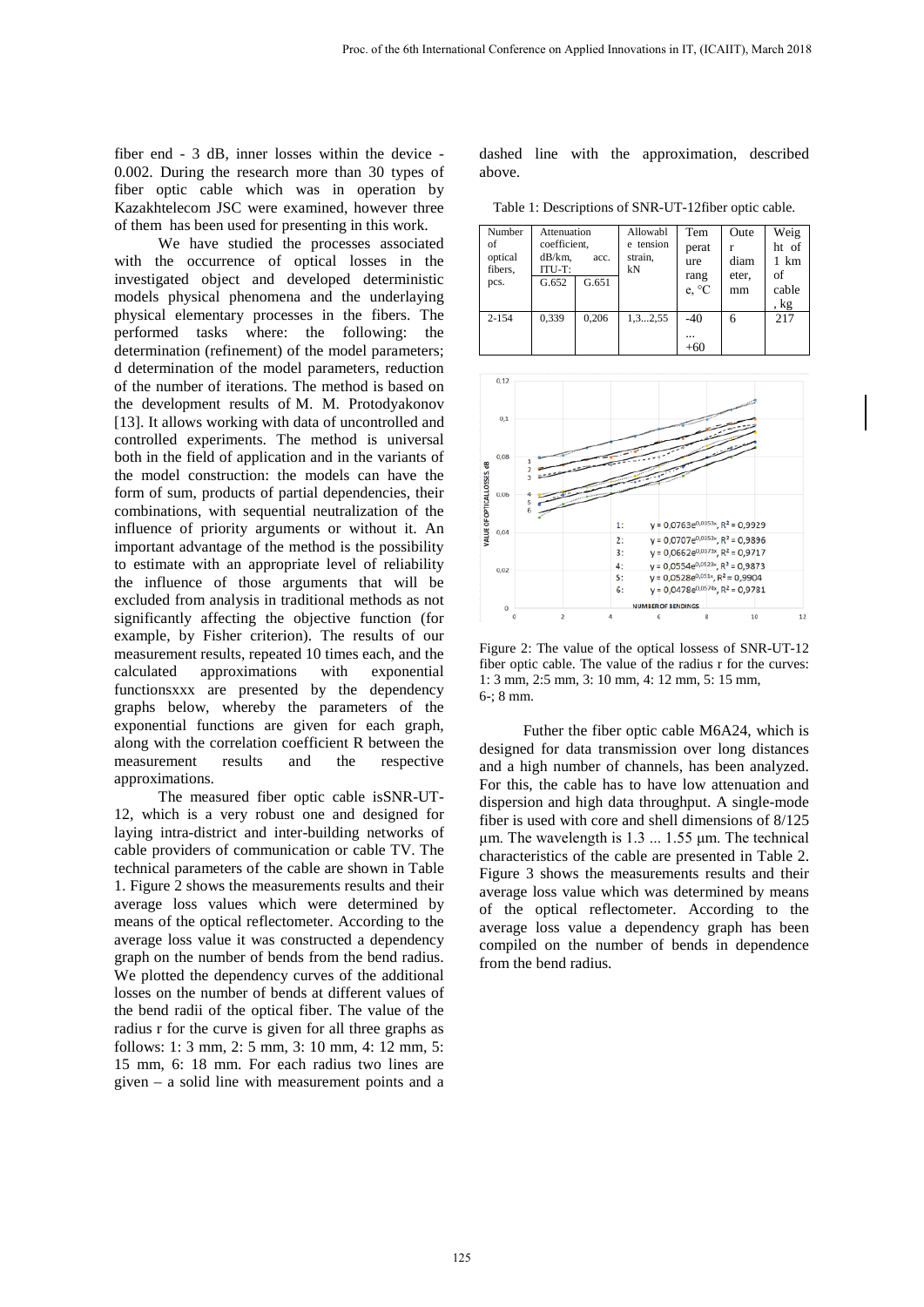fiber end - 3 dB, inner losses within the device - 0.002. During the research more than 30 types of fiber optic cable which was in operation by Kazakhtelecom JSC were examined, however three of them has been used for presenting in this work.

We have studied the processes associated with the occurrence of optical losses in the investigated object and developed deterministic models physical phenomena and the underlaying physical elementary processes in the fibers. The performed tasks where: the following: the determination (refinement) of the model parameters; d determination of the model parameters, reduction of the number of iterations. The method is based on the development results of M. M. Protodyakonov [13]. It allows working with data of uncontrolled and controlled experiments. The method is universal both in the field of application and in the variants of the model construction: the models can have the form of sum, products of partial dependencies, their combinations, with sequential neutralization of the influence of priority arguments or without it. An important advantage of the method is the possibility to estimate with an appropriate level of reliability the influence of those arguments that will be excluded from analysis in traditional methods as not significantly affecting the objective function (for example, by Fisher criterion). The results of our measurement results, repeated 10 times each, and the calculated approximations with exponential functionsxxx are presented by the dependency graphs below, whereby the parameters of the exponential functions are given for each graph, along with the correlation coefficient R between the measurement results and the respective approximations.

The measured fiber optic cable isSNR-UT-12, which is a very robust one and designed for laying intra-district and inter-building networks of cable providers of communication or cable TV. The technical parameters of the cable are shown in Table 1. Figure 2 shows the measurements results and their average loss values which were determined by means of the optical reflectometer. According to the average loss value it was constructed a dependency graph on the number of bends from the bend radius. We plotted the dependency curves of the additional losses on the number of bends at different values of the bend radii of the optical fiber. The value of the radius r for the curve is given for all three graphs as follows: 1: 3 mm, 2: 5 mm, 3: 10 mm, 4: 12 mm, 5: 15 mm, 6: 18 mm. For each radius two lines are given – a solid line with measurement points and a dashed line with the approximation, described above.

Table 1: Descriptions of SNR-UT-12fiber optic cable.

| Number of optical fibers, pcs. | Attenuation coefficient, dB/km, acc. ITU-T: | | Allowable tension strain, kN | Temperature range, °C | Outer diameter, mm | Weight of 1 km of cable, kg |
|---|---|---|---|---|---|---|
| | G.652 | G.651 | | | | |
| 2-154 | 0,339 | 0,206 | 1,3...2,55 | -40 ... +60 | 6 | 217 |

Figure 2: The value of the optical lossess of SNR-UT-12 fiber optic cable. The value of the radius r for the curves: 1: 3 mm, 2:5 mm, 3: 10 mm, 4: 12 mm, 5: 15 mm, 6-; 8 mm.

Futher the fiber optic cable M6A24, which is designed for data transmission over long distances and a high number of channels, has been analyzed. For this, the cable has to have low attenuation and dispersion and high data throughput. A single-mode fiber is used with core and shell dimensions of 8/125 µm. The wavelength is 1.3 ... 1.55 µm. The technical characteristics of the cable are presented in Table 2. Figure 3 shows the measurements results and their average loss value which was determined by means of the optical reflectometer. According to the average loss value a dependency graph has been compiled on the number of bends in dependence from the bend radius.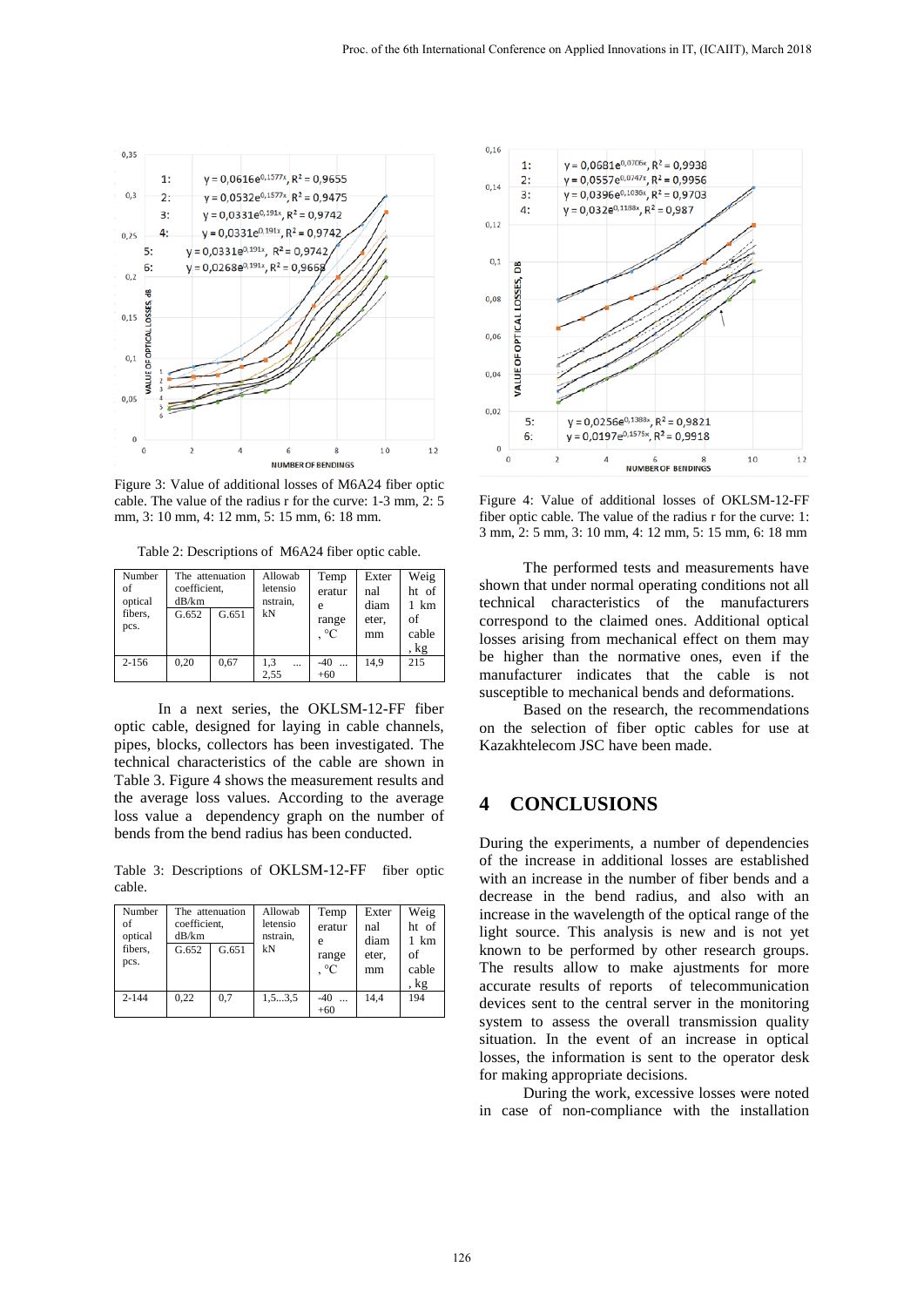Figure 3: Value of additional losses of M6A24 fiber optic cable. The value of the radius r for the curve: 1-3 mm, 2: 5 mm, 3: 10 mm, 4: 12 mm, 5: 15 mm, 6: 18 mm.

Table 2: Descriptions of M6A24 fiber optic cable.

| Number of optical fibers, pcs. | The attenuation coefficient, dB/km | | Allowab letensio nstrain, kN | Temperature range, °C | External diameter, mm | Weight of 1 km of cable, kg |
|---|---|---|---|---|---|---|
| | G.652 | G.651 | | | | |
| 2-156 | 0,20 | 0,67 | 1,3 ... 2,55 | -40 ... +60 | 14,9 | 215 |

In a next series, the OKLSM-12-FF fiber optic cable, designed for laying in cable channels, pipes, blocks, collectors has been investigated. The technical characteristics of the cable are shown in Table 3. Figure 4 shows the measurement results and the average loss values. According to the average loss value a dependency graph on the number of bends from the bend radius has been conducted.

Table 3: Descriptions of OKLSM-12-FF fiber optic cable.

| Number of optical fibers, pcs. | The attenuation coefficient, dB/km | | Allowab letensio nstrain, kN | Temperature range, °C | External diameter, mm | Weight of 1 km of cable, kg |
|---|---|---|---|---|---|---|
| | G.652 | G.651 | | | | |
| 2-144 | 0,22 | 0,7 | 1,5...3,5 | -40 ... +60 | 14,4 | 194 |

Figure 4: Value of additional losses of OKLSM-12-FF fiber optic cable. The value of the radius r for the curve: 1: 3 mm, 2: 5 mm, 3: 10 mm, 4: 12 mm, 5: 15 mm, 6: 18 mm

The performed tests and measurements have shown that under normal operating conditions not all technical characteristics of the manufacturers correspond to the claimed ones. Additional optical losses arising from mechanical effect on them may be higher than the normative ones, even if the manufacturer indicates that the cable is not susceptible to mechanical bends and deformations.

Based on the research, the recommendations on the selection of fiber optic cables for use at Kazakhtelecom JSC have been made.

# 4 CONCLUSIONS

During the experiments, a number of dependencies of the increase in additional losses are established with an increase in the number of fiber bends and a decrease in the bend radius, and also with an increase in the wavelength of the optical range of the light source. This analysis is new and is not yet known to be performed by other research groups. The results allow to make ajustments for more accurate results of reports of telecommunication devices sent to the central server in the monitoring system to assess the overall transmission quality situation. In the event of an increase in optical losses, the information is sent to the operator desk for making appropriate decisions.

During the work, excessive losses were noted in case of non-compliance with the installation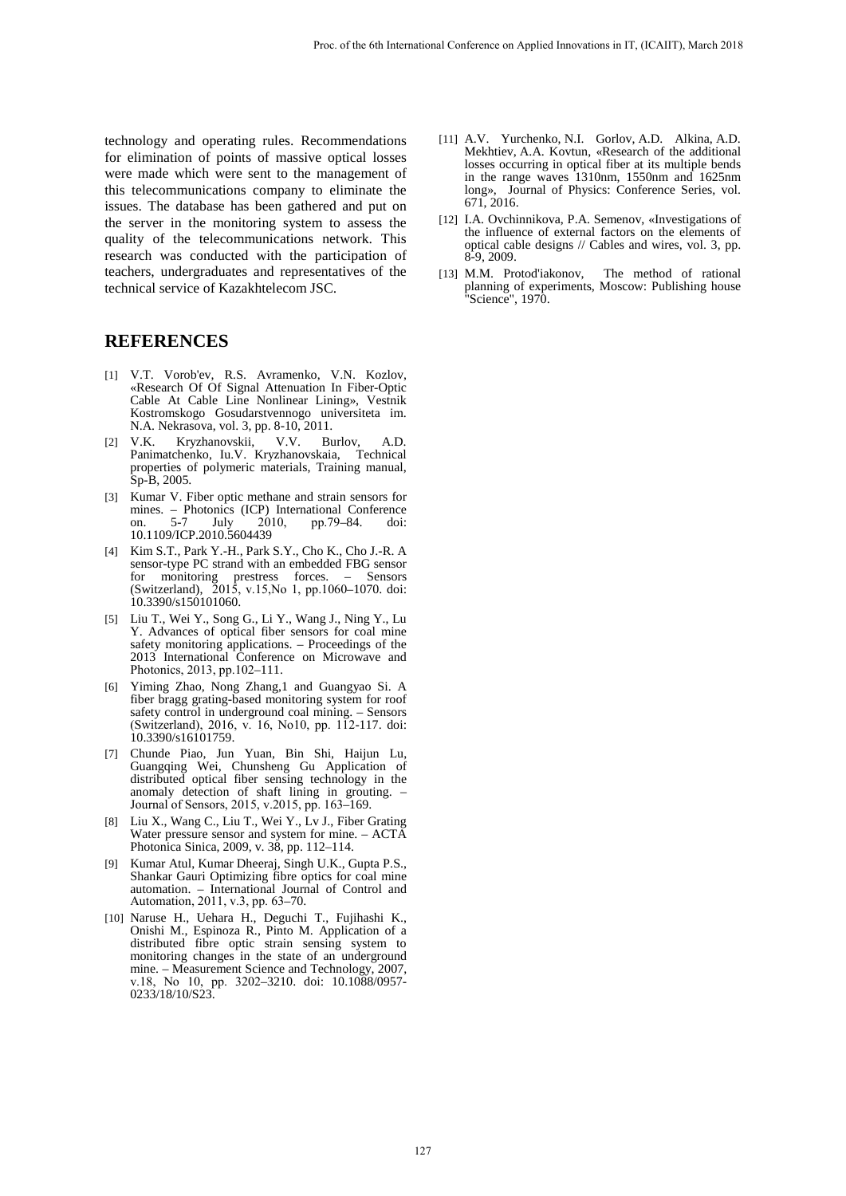technology and operating rules. Recommendations for elimination of points of massive optical losses were made which were sent to the management of this telecommunications company to eliminate the issues. The database has been gathered and put on the server in the monitoring system to assess the quality of the telecommunications network. This research was conducted with the participation of teachers, undergraduates and representatives of the technical service of Kazakhtelecom JSC.

## REFERENCES

[1] V.T. Vorob'ev, R.S. Avramenko, V.N. Kozlov, «Research Of Of Signal Attenuation In Fiber-Optic Cable At Cable Line Nonlinear Lining», Vestnik Kostromskogo Gosudarstvennogo universiteta im. N.A. Nekrasova, vol. 3, pp. 8-10, 2011.

[2] V.K. Kryzhanovskii, V.V. Burlov, A.D. Panimatchenko, Iu.V. Kryzhanovskaia, Technical properties of polymeric materials, Training manual, Sp-B, 2005.

[3] Kumar V. Fiber optic methane and strain sensors for mines. – Photonics (ICP) International Conference on. 5-7 July 2010, pp.79–84. doi: 10.1109/ICP.2010.5604439

[4] Kim S.T., Park Y.-H., Park S.Y., Cho K., Cho J.-R. A sensor-type PC strand with an embedded FBG sensor for monitoring prestress forces. – Sensors (Switzerland), 2015, v.15,No 1, pp.1060–1070. doi: 10.3390/s150101060.

[5] Liu T., Wei Y., Song G., Li Y., Wang J., Ning Y., Lu Y. Advances of optical fiber sensors for coal mine safety monitoring applications. – Proceedings of the 2013 International Conference on Microwave and Photonics, 2013, pp.102–111.

[6] Yiming Zhao, Nong Zhang,1 and Guangyao Si. A fiber bragg grating-based monitoring system for roof safety control in underground coal mining. – Sensors (Switzerland), 2016, v. 16, No10, pp. 112-117. doi: 10.3390/s16101759.

[7] Chunde Piao, Jun Yuan, Bin Shi, Haijun Lu, Guangqing Wei, Chunsheng Gu Application of distributed optical fiber sensing technology in the anomaly detection of shaft lining in grouting. – Journal of Sensors, 2015, v.2015, pp. 163–169.

[8] Liu X., Wang C., Liu T., Wei Y., Lv J., Fiber Grating Water pressure sensor and system for mine. – ACTA Photonica Sinica, 2009, v. 38, pp. 112–114.

[9] Kumar Atul, Kumar Dheeraj, Singh U.K., Gupta P.S., Shankar Gauri Optimizing fibre optics for coal mine automation. – International Journal of Control and Automation, 2011, v.3, pp. 63–70.

[10] Naruse H., Uehara H., Deguchi T., Fujihashi K., Onishi M., Espinoza R., Pinto M. Application of a distributed fibre optic strain sensing system to monitoring changes in the state of an underground mine. – Measurement Science and Technology, 2007, v.18, No 10, pp. 3202–3210. doi: 10.1088/0957-0233/18/10/S23.

[11] A.V. Yurchenko, N.I. Gorlov, A.D. Alkina, A.D. Mekhtiev, A.A. Kovtun, «Research of the additional losses occurring in optical fiber at its multiple bends in the range waves 1310nm, 1550nm and 1625nm long», Journal of Physics: Conference Series, vol. 671, 2016.

[12] I.A. Ovchinnikova, P.A. Semenov, «Investigations of the influence of external factors on the elements of optical cable designs // Cables and wires, vol. 3, pp. 8-9, 2009.

[13] M.M. Protod'iakonov, The method of rational planning of experiments, Moscow: Publishing house "Science", 1970.